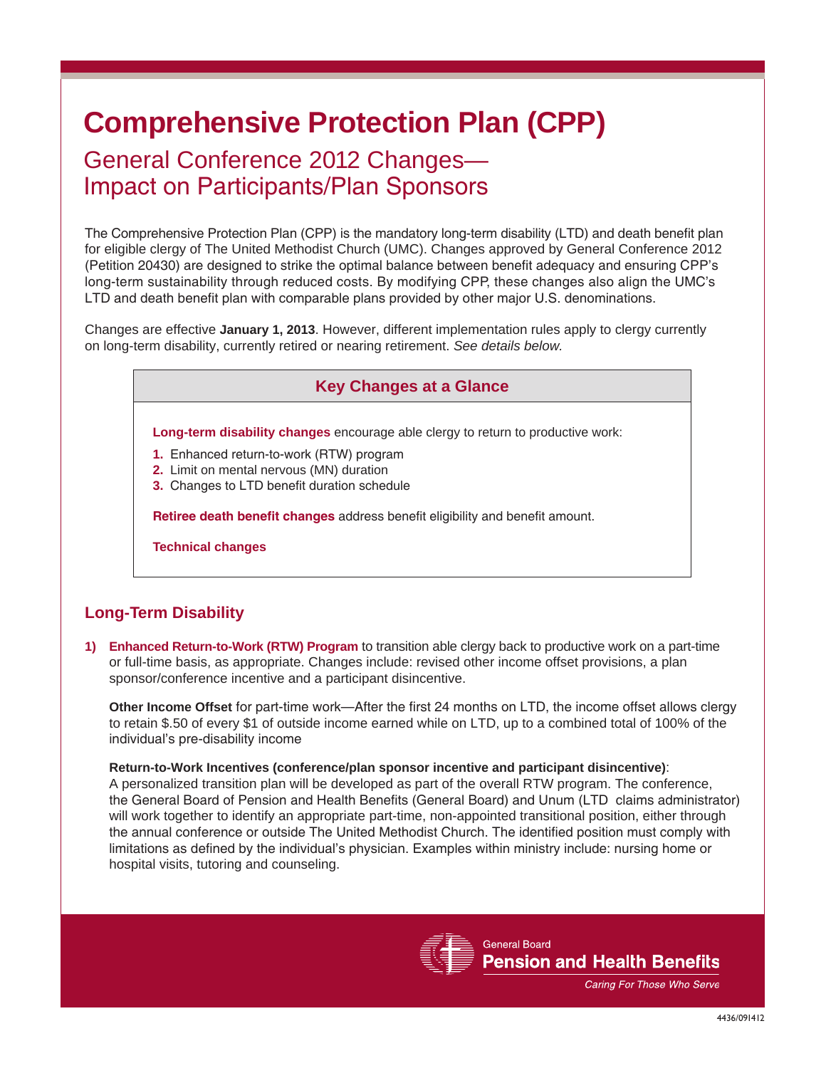# Comprehensive Protection Plan (CPP)

## General Conference 2012 Changes— Impact on Participants/Plan Sponsors

The Comprehensive Protection Plan (CPP) is the mandatory long-term disability (LTD) and death benefit plan for eligible clergy of The United Methodist Church (UMC). Changes approved by General Conference 2012 (Petition 20430) are designed to strike the optimal balance between benefit adequacy and ensuring CPP's long-term sustainability through reduced costs. By modifying CPP, these changes also align the UMC's LTD and death benefit plan with comparable plans provided by other major U.S. denominations.

Changes are effective **January 1, 2013**. However, different implementation rules apply to clergy currently on long-term disability, currently retired or nearing retirement. *See details below.*

### Key Changes at a Glance

**Long-term disability changes** encourage able clergy to return to productive work:

1. Enhanced return-to-work (RTW) program
2. Limit on mental nervous (MN) duration
3. Changes to LTD benefit duration schedule

**Retiree death benefit changes** address benefit eligibility and benefit amount.

**Technical changes**

## Long-Term Disability

1) **Enhanced Return-to-Work (RTW) Program** to transition able clergy back to productive work on a part-time or full-time basis, as appropriate. Changes include: revised other income offset provisions, a plan sponsor/conference incentive and a participant disincentive.

   **Other Income Offset** for part-time work—After the first 24 months on LTD, the income offset allows clergy to retain $.50 of every $1 of outside income earned while on LTD, up to a combined total of 100% of the individual's pre-disability income

   **Return-to-Work Incentives (conference/plan sponsor incentive and participant disincentive)**: A personalized transition plan will be developed as part of the overall RTW program. The conference, the General Board of Pension and Health Benefits (General Board) and Unum (LTD claims administrator) will work together to identify an appropriate part-time, non-appointed transitional position, either through the annual conference or outside The United Methodist Church. The identified position must comply with limitations as defined by the individual's physician. Examples within ministry include: nursing home or hospital visits, tutoring and counseling.

General Board
Pension and Health Benefits
*Caring For Those Who Serve*

4436/091412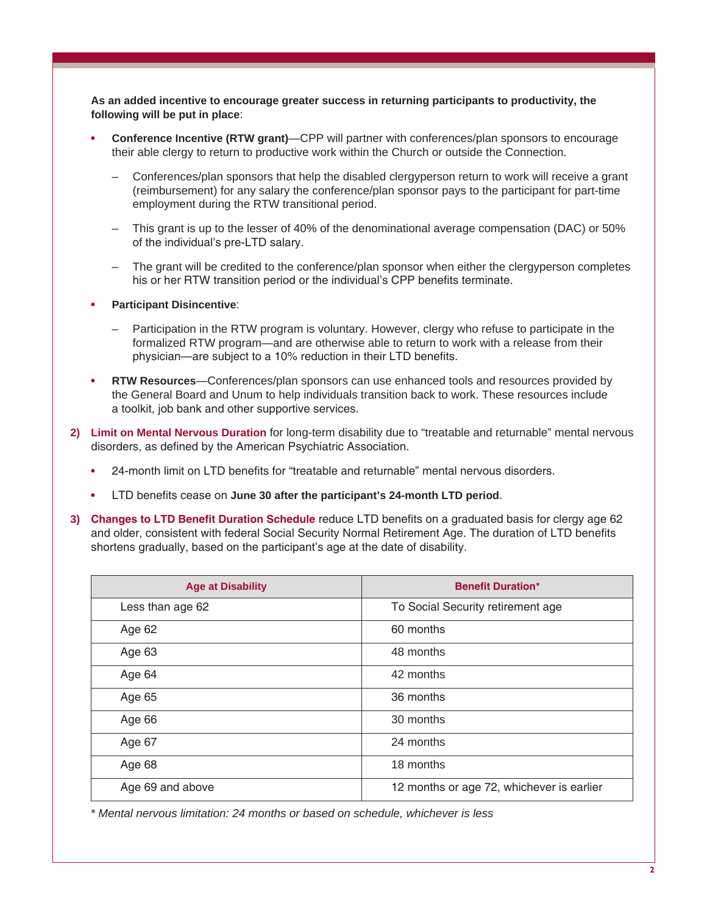**As an added incentive to encourage greater success in returning participants to productivity, the following will be put in place**:

- **Conference Incentive (RTW grant)**—CPP will partner with conferences/plan sponsors to encourage their able clergy to return to productive work within the Church or outside the Connection.
  - Conferences/plan sponsors that help the disabled clergyperson return to work will receive a grant (reimbursement) for any salary the conference/plan sponsor pays to the participant for part-time employment during the RTW transitional period.
  - This grant is up to the lesser of 40% of the denominational average compensation (DAC) or 50% of the individual's pre-LTD salary.
  - The grant will be credited to the conference/plan sponsor when either the clergyperson completes his or her RTW transition period or the individual's CPP benefits terminate.
- **Participant Disincentive**:
  - Participation in the RTW program is voluntary. However, clergy who refuse to participate in the formalized RTW program—and are otherwise able to return to work with a release from their physician—are subject to a 10% reduction in their LTD benefits.
- **RTW Resources**—Conferences/plan sponsors can use enhanced tools and resources provided by the General Board and Unum to help individuals transition back to work. These resources include a toolkit, job bank and other supportive services.

2) **Limit on Mental Nervous Duration** for long-term disability due to "treatable and returnable" mental nervous disorders, as defined by the American Psychiatric Association.
   - 24-month limit on LTD benefits for "treatable and returnable" mental nervous disorders.
   - LTD benefits cease on **June 30 after the participant's 24-month LTD period**.

3) **Changes to LTD Benefit Duration Schedule** reduce LTD benefits on a graduated basis for clergy age 62 and older, consistent with federal Social Security Normal Retirement Age. The duration of LTD benefits shortens gradually, based on the participant's age at the date of disability.

| Age at Disability | Benefit Duration* |
|---|---|
| Less than age 62 | To Social Security retirement age |
| Age 62 | 60 months |
| Age 63 | 48 months |
| Age 64 | 42 months |
| Age 65 | 36 months |
| Age 66 | 30 months |
| Age 67 | 24 months |
| Age 68 | 18 months |
| Age 69 and above | 12 months or age 72, whichever is earlier |

* *Mental nervous limitation: 24 months or based on schedule, whichever is less*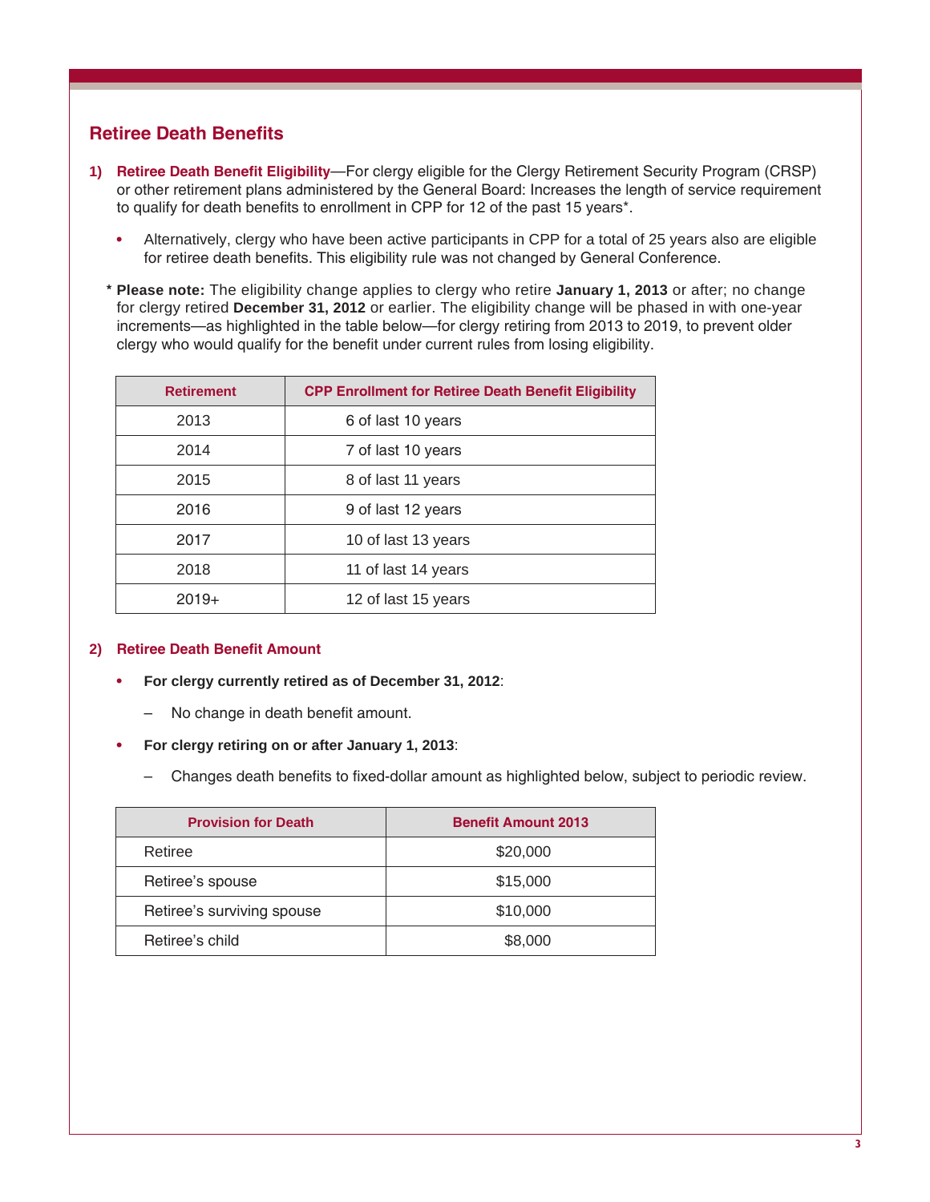## Retiree Death Benefits

1) **Retiree Death Benefit Eligibility**—For clergy eligible for the Clergy Retirement Security Program (CRSP) or other retirement plans administered by the General Board: Increases the length of service requirement to qualify for death benefits to enrollment in CPP for 12 of the past 15 years*.

   - Alternatively, clergy who have been active participants in CPP for a total of 25 years also are eligible for retiree death benefits. This eligibility rule was not changed by General Conference.

\* **Please note:** The eligibility change applies to clergy who retire **January 1, 2013** or after; no change for clergy retired **December 31, 2012** or earlier. The eligibility change will be phased in with one-year increments—as highlighted in the table below—for clergy retiring from 2013 to 2019, to prevent older clergy who would qualify for the benefit under current rules from losing eligibility.

| Retirement | CPP Enrollment for Retiree Death Benefit Eligibility |
|---|---|
| 2013 | 6 of last 10 years |
| 2014 | 7 of last 10 years |
| 2015 | 8 of last 11 years |
| 2016 | 9 of last 12 years |
| 2017 | 10 of last 13 years |
| 2018 | 11 of last 14 years |
| 2019+ | 12 of last 15 years |

2) **Retiree Death Benefit Amount**

   - **For clergy currently retired as of December 31, 2012**:
     - No change in death benefit amount.
   - **For clergy retiring on or after January 1, 2013**:
     - Changes death benefits to fixed-dollar amount as highlighted below, subject to periodic review.

| Provision for Death | Benefit Amount 2013 |
|---|---|
| Retiree | $20,000 |
| Retiree's spouse | $15,000 |
| Retiree's surviving spouse | $10,000 |
| Retiree's child | $8,000 |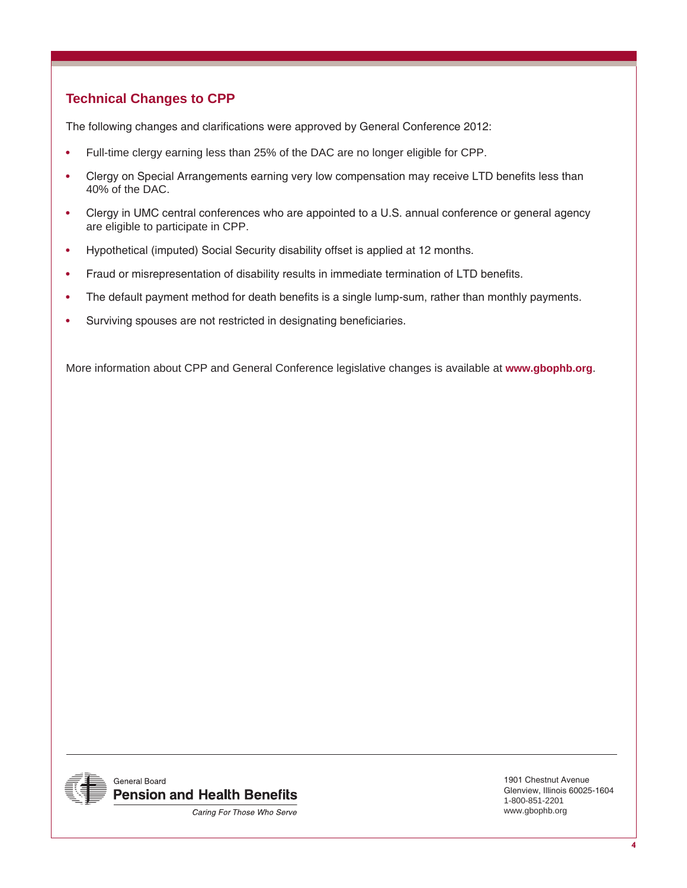## Technical Changes to CPP

The following changes and clarifications were approved by General Conference 2012:

- Full-time clergy earning less than 25% of the DAC are no longer eligible for CPP.
- Clergy on Special Arrangements earning very low compensation may receive LTD benefits less than 40% of the DAC.
- Clergy in UMC central conferences who are appointed to a U.S. annual conference or general agency are eligible to participate in CPP.
- Hypothetical (imputed) Social Security disability offset is applied at 12 months.
- Fraud or misrepresentation of disability results in immediate termination of LTD benefits.
- The default payment method for death benefits is a single lump-sum, rather than monthly payments.
- Surviving spouses are not restricted in designating beneficiaries.

More information about CPP and General Conference legislative changes is available at **www.gbophb.org**.

General Board
**Pension and Health Benefits**
*Caring For Those Who Serve*

1901 Chestnut Avenue
Glenview, Illinois 60025-1604
1-800-851-2201
www.gbophb.org